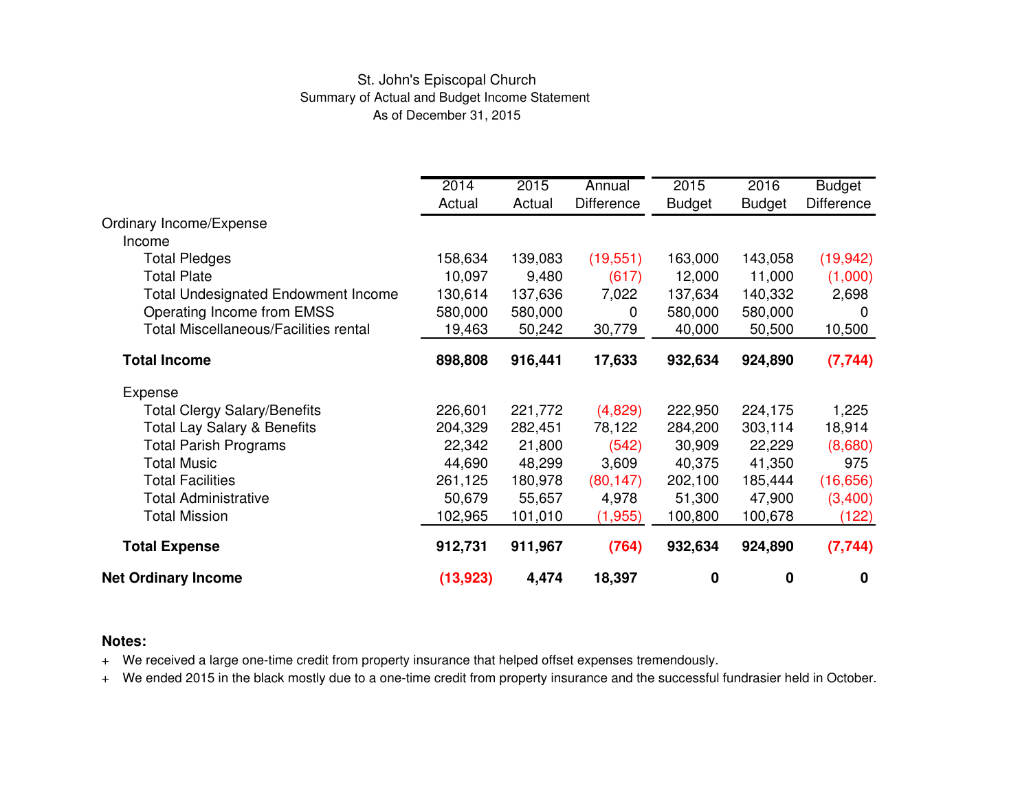St. John's Episcopal Church

Summary of Actual and Budget Income Statement

As of December 31, 2015

| | 2014 Actual | 2015 Actual | Annual Difference | 2015 Budget | 2016 Budget | Budget Difference |
|---|---|---|---|---|---|---|
| Ordinary Income/Expense | | | | | | |
| Income | | | | | | |
| Total Pledges | 158,634 | 139,083 | (19,551) | 163,000 | 143,058 | (19,942) |
| Total Plate | 10,097 | 9,480 | (617) | 12,000 | 11,000 | (1,000) |
| Total Undesignated Endowment Income | 130,614 | 137,636 | 7,022 | 137,634 | 140,332 | 2,698 |
| Operating Income from EMSS | 580,000 | 580,000 | 0 | 580,000 | 580,000 | 0 |
| Total Miscellaneous/Facilities rental | 19,463 | 50,242 | 30,779 | 40,000 | 50,500 | 10,500 |
| **Total Income** | **898,808** | **916,441** | **17,633** | **932,634** | **924,890** | **(7,744)** |
| Expense | | | | | | |
| Total Clergy Salary/Benefits | 226,601 | 221,772 | (4,829) | 222,950 | 224,175 | 1,225 |
| Total Lay Salary & Benefits | 204,329 | 282,451 | 78,122 | 284,200 | 303,114 | 18,914 |
| Total Parish Programs | 22,342 | 21,800 | (542) | 30,909 | 22,229 | (8,680) |
| Total Music | 44,690 | 48,299 | 3,609 | 40,375 | 41,350 | 975 |
| Total Facilities | 261,125 | 180,978 | (80,147) | 202,100 | 185,444 | (16,656) |
| Total Administrative | 50,679 | 55,657 | 4,978 | 51,300 | 47,900 | (3,400) |
| Total Mission | 102,965 | 101,010 | (1,955) | 100,800 | 100,678 | (122) |
| **Total Expense** | **912,731** | **911,967** | **(764)** | **932,634** | **924,890** | **(7,744)** |
| **Net Ordinary Income** | **(13,923)** | **4,474** | **18,397** | **0** | **0** | **0** |

**Notes:**

+ We received a large one-time credit from property insurance that helped offset expenses tremendously.
+ We ended 2015 in the black mostly due to a one-time credit from property insurance and the successful fundrasier held in October.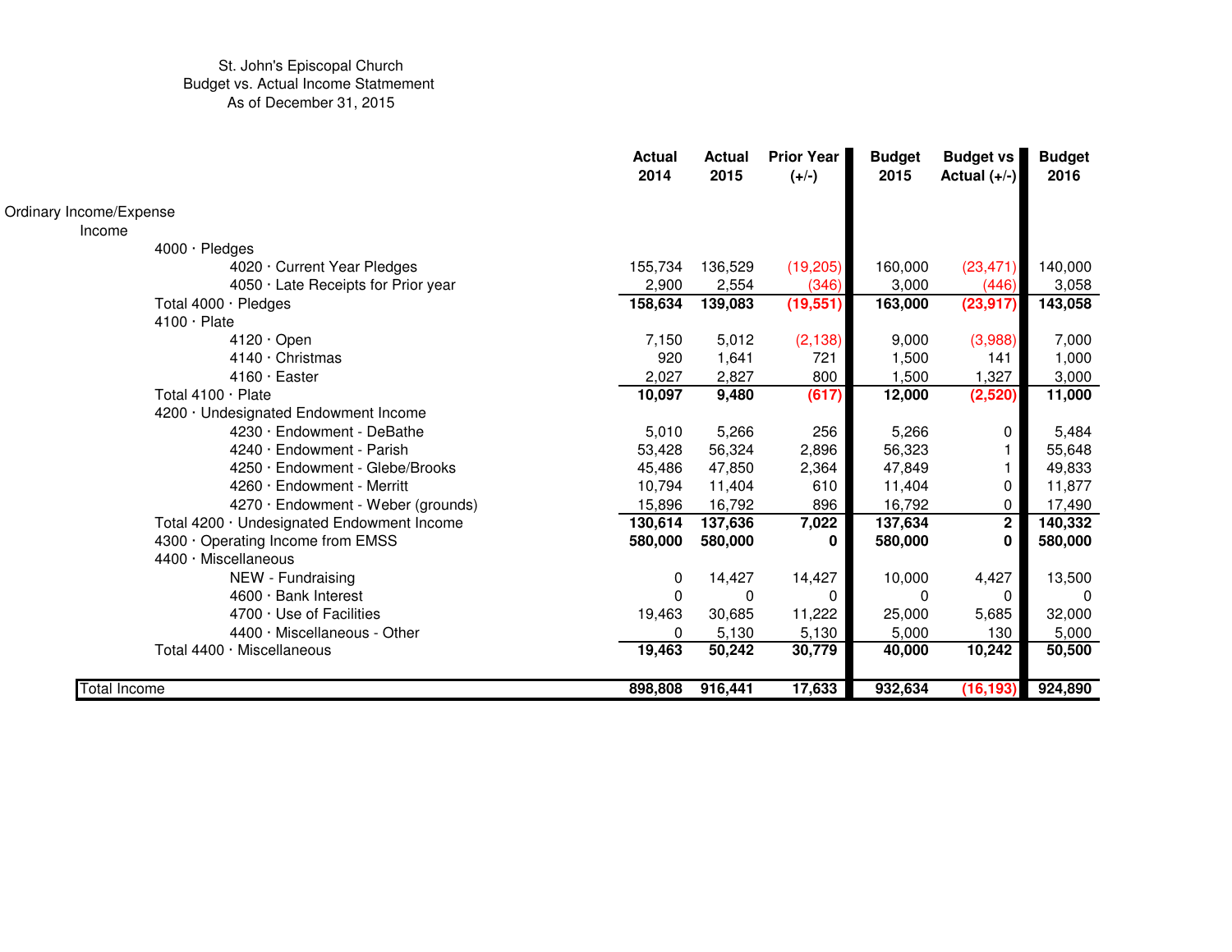St. John's Episcopal Church
Budget vs. Actual Income Statmement
As of December 31, 2015

| | Actual 2014 | Actual 2015 | Prior Year (+/-) | Budget 2015 | Budget vs Actual (+/-) | Budget 2016 |
|---|---|---|---|---|---|---|
| Ordinary Income/Expense | | | | | | |
| Income | | | | | | |
| 4000 · Pledges | | | | | | |
| 4020 · Current Year Pledges | 155,734 | 136,529 | (19,205) | 160,000 | (23,471) | 140,000 |
| 4050 · Late Receipts for Prior year | 2,900 | 2,554 | (346) | 3,000 | (446) | 3,058 |
| **Total 4000 · Pledges** | **158,634** | **139,083** | **(19,551)** | **163,000** | **(23,917)** | **143,058** |
| 4100 · Plate | | | | | | |
| 4120 · Open | 7,150 | 5,012 | (2,138) | 9,000 | (3,988) | 7,000 |
| 4140 · Christmas | 920 | 1,641 | 721 | 1,500 | 141 | 1,000 |
| 4160 · Easter | 2,027 | 2,827 | 800 | 1,500 | 1,327 | 3,000 |
| **Total 4100 · Plate** | **10,097** | **9,480** | **(617)** | **12,000** | **(2,520)** | **11,000** |
| 4200 · Undesignated Endowment Income | | | | | | |
| 4230 · Endowment - DeBathe | 5,010 | 5,266 | 256 | 5,266 | 0 | 5,484 |
| 4240 · Endowment - Parish | 53,428 | 56,324 | 2,896 | 56,323 | 1 | 55,648 |
| 4250 · Endowment - Glebe/Brooks | 45,486 | 47,850 | 2,364 | 47,849 | 1 | 49,833 |
| 4260 · Endowment - Merritt | 10,794 | 11,404 | 610 | 11,404 | 0 | 11,877 |
| 4270 · Endowment - Weber (grounds) | 15,896 | 16,792 | 896 | 16,792 | 0 | 17,490 |
| **Total 4200 · Undesignated Endowment Income** | **130,614** | **137,636** | **7,022** | **137,634** | **2** | **140,332** |
| **4300 · Operating Income from EMSS** | **580,000** | **580,000** | **0** | **580,000** | **0** | **580,000** |
| 4400 · Miscellaneous | | | | | | |
| NEW - Fundraising | 0 | 14,427 | 14,427 | 10,000 | 4,427 | 13,500 |
| 4600 · Bank Interest | 0 | 0 | 0 | 0 | 0 | 0 |
| 4700 · Use of Facilities | 19,463 | 30,685 | 11,222 | 25,000 | 5,685 | 32,000 |
| 4400 · Miscellaneous - Other | 0 | 5,130 | 5,130 | 5,000 | 130 | 5,000 |
| **Total 4400 · Miscellaneous** | **19,463** | **50,242** | **30,779** | **40,000** | **10,242** | **50,500** |
| Total Income | **898,808** | **916,441** | **17,633** | **932,634** | **(16,193)** | **924,890** |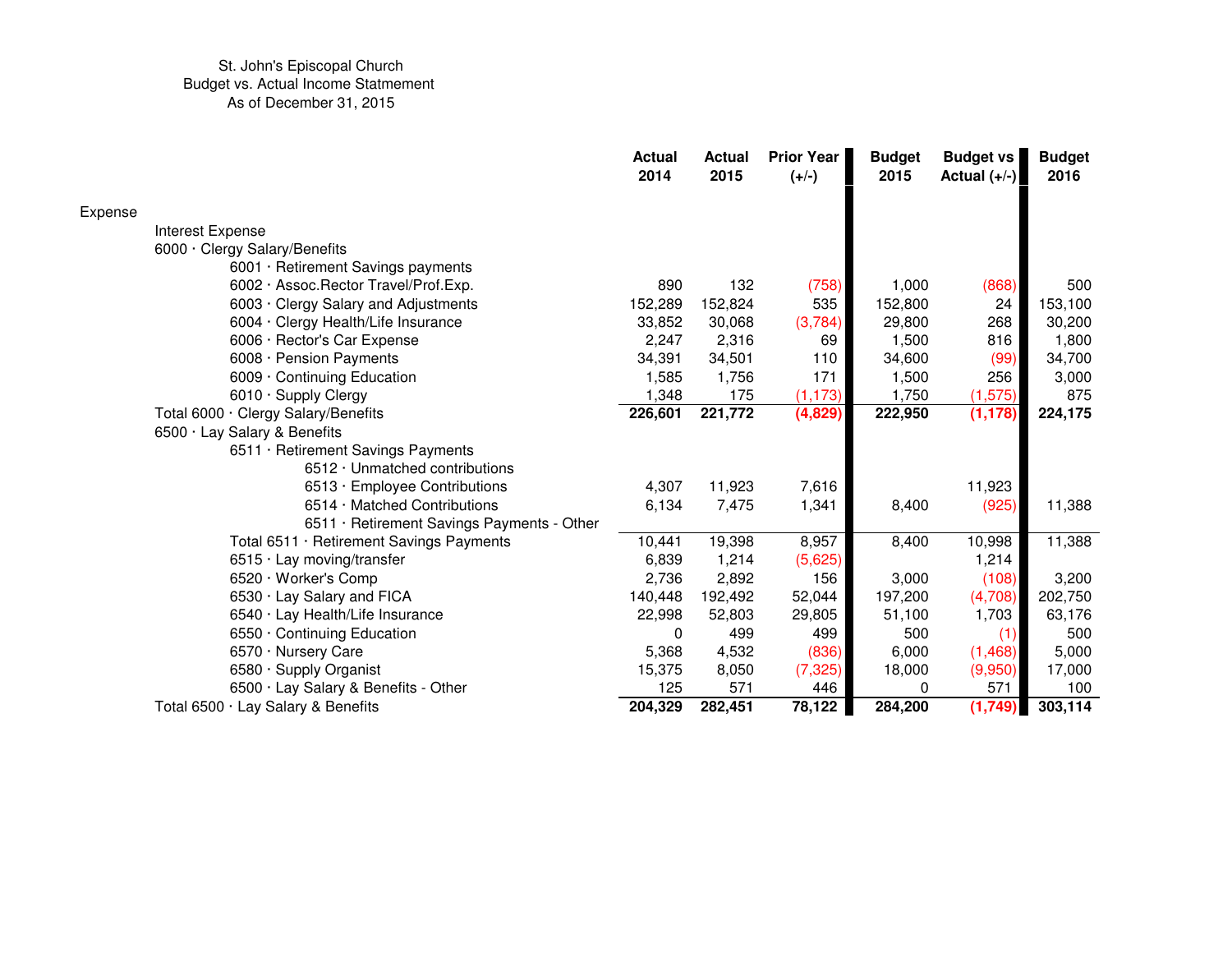St. John's Episcopal Church
Budget vs. Actual Income Statmement
As of December 31, 2015

| | Actual 2014 | Actual 2015 | Prior Year (+/-) | Budget 2015 | Budget vs Actual (+/-) | Budget 2016 |
|---|---|---|---|---|---|---|
| Expense | | | | | | |
| Interest Expense | | | | | | |
| 6000 · Clergy Salary/Benefits | | | | | | |
| 6001 · Retirement Savings payments | | | | | | |
| 6002 · Assoc.Rector Travel/Prof.Exp. | 890 | 132 | (758) | 1,000 | (868) | 500 |
| 6003 · Clergy Salary and Adjustments | 152,289 | 152,824 | 535 | 152,800 | 24 | 153,100 |
| 6004 · Clergy Health/Life Insurance | 33,852 | 30,068 | (3,784) | 29,800 | 268 | 30,200 |
| 6006 · Rector's Car Expense | 2,247 | 2,316 | 69 | 1,500 | 816 | 1,800 |
| 6008 · Pension Payments | 34,391 | 34,501 | 110 | 34,600 | (99) | 34,700 |
| 6009 · Continuing Education | 1,585 | 1,756 | 171 | 1,500 | 256 | 3,000 |
| 6010 · Supply Clergy | 1,348 | 175 | (1,173) | 1,750 | (1,575) | 875 |
| **Total 6000 · Clergy Salary/Benefits** | **226,601** | **221,772** | **(4,829)** | **222,950** | **(1,178)** | **224,175** |
| 6500 · Lay Salary & Benefits | | | | | | |
| 6511 · Retirement Savings Payments | | | | | | |
| 6512 · Unmatched contributions | | | | | | |
| 6513 · Employee Contributions | 4,307 | 11,923 | 7,616 | | 11,923 | |
| 6514 · Matched Contributions | 6,134 | 7,475 | 1,341 | 8,400 | (925) | 11,388 |
| 6511 · Retirement Savings Payments - Other | | | | | | |
| Total 6511 · Retirement Savings Payments | 10,441 | 19,398 | 8,957 | 8,400 | 10,998 | 11,388 |
| 6515 · Lay moving/transfer | 6,839 | 1,214 | (5,625) | | 1,214 | |
| 6520 · Worker's Comp | 2,736 | 2,892 | 156 | 3,000 | (108) | 3,200 |
| 6530 · Lay Salary and FICA | 140,448 | 192,492 | 52,044 | 197,200 | (4,708) | 202,750 |
| 6540 · Lay Health/Life Insurance | 22,998 | 52,803 | 29,805 | 51,100 | 1,703 | 63,176 |
| 6550 · Continuing Education | 0 | 499 | 499 | 500 | (1) | 500 |
| 6570 · Nursery Care | 5,368 | 4,532 | (836) | 6,000 | (1,468) | 5,000 |
| 6580 · Supply Organist | 15,375 | 8,050 | (7,325) | 18,000 | (9,950) | 17,000 |
| 6500 · Lay Salary & Benefits - Other | 125 | 571 | 446 | 0 | 571 | 100 |
| Total 6500 · Lay Salary & Benefits | **204,329** | **282,451** | **78,122** | **284,200** | **(1,749)** | **303,114** |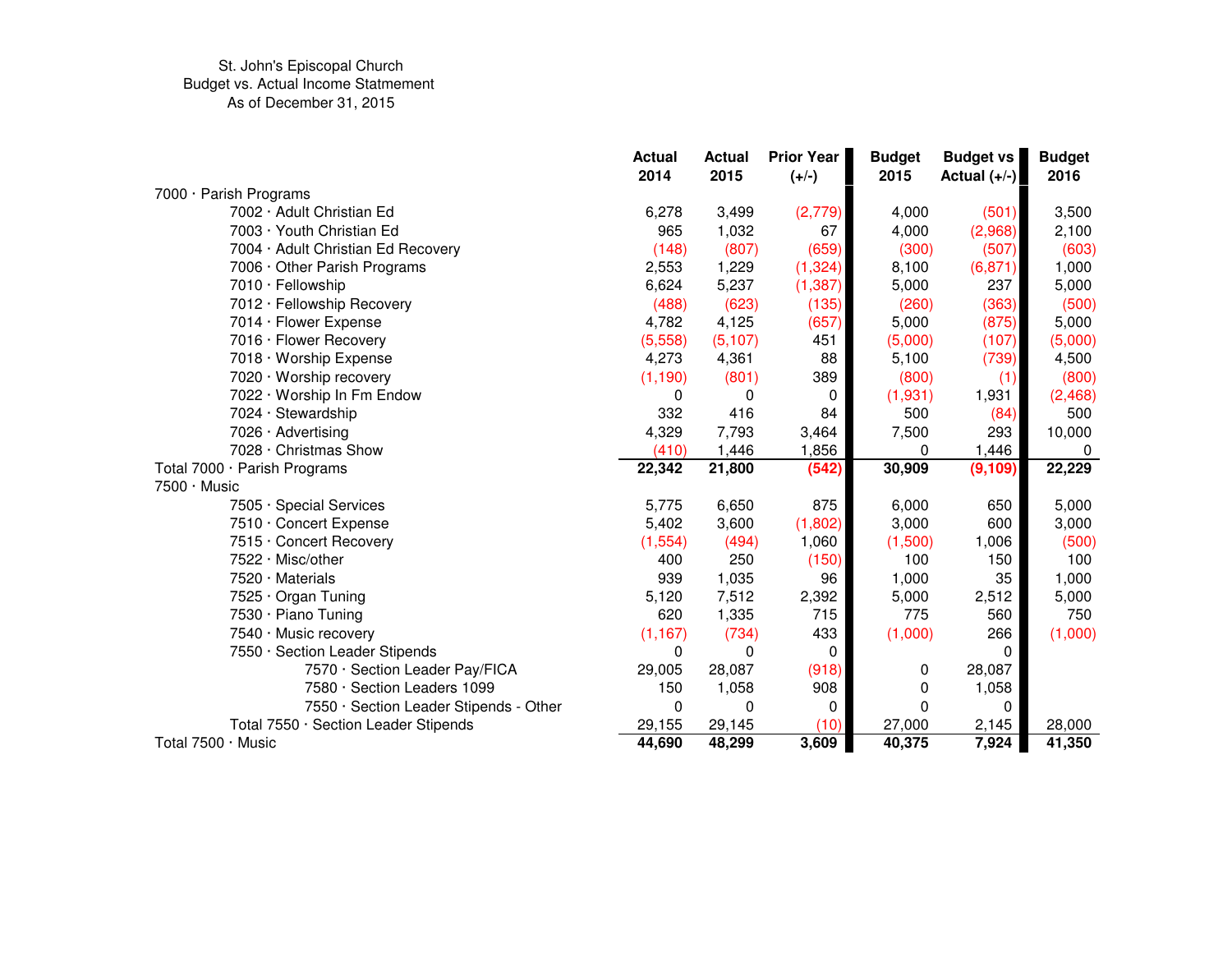St. John's Episcopal Church
Budget vs. Actual Income Statmement
As of December 31, 2015

| | Actual 2014 | Actual 2015 | Prior Year (+/-) | Budget 2015 | Budget vs Actual (+/-) | Budget 2016 |
|---|---|---|---|---|---|---|
| 7000 · Parish Programs | | | | | | |
| 7002 · Adult Christian Ed | 6,278 | 3,499 | (2,779) | 4,000 | (501) | 3,500 |
| 7003 · Youth Christian Ed | 965 | 1,032 | 67 | 4,000 | (2,968) | 2,100 |
| 7004 · Adult Christian Ed Recovery | (148) | (807) | (659) | (300) | (507) | (603) |
| 7006 · Other Parish Programs | 2,553 | 1,229 | (1,324) | 8,100 | (6,871) | 1,000 |
| 7010 · Fellowship | 6,624 | 5,237 | (1,387) | 5,000 | 237 | 5,000 |
| 7012 · Fellowship Recovery | (488) | (623) | (135) | (260) | (363) | (500) |
| 7014 · Flower Expense | 4,782 | 4,125 | (657) | 5,000 | (875) | 5,000 |
| 7016 · Flower Recovery | (5,558) | (5,107) | 451 | (5,000) | (107) | (5,000) |
| 7018 · Worship Expense | 4,273 | 4,361 | 88 | 5,100 | (739) | 4,500 |
| 7020 · Worship recovery | (1,190) | (801) | 389 | (800) | (1) | (800) |
| 7022 · Worship In Fm Endow | 0 | 0 | 0 | (1,931) | 1,931 | (2,468) |
| 7024 · Stewardship | 332 | 416 | 84 | 500 | (84) | 500 |
| 7026 · Advertising | 4,329 | 7,793 | 3,464 | 7,500 | 293 | 10,000 |
| 7028 · Christmas Show | (410) | 1,446 | 1,856 | 0 | 1,446 | 0 |
| Total 7000 · Parish Programs | **22,342** | **21,800** | **(542)** | **30,909** | **(9,109)** | **22,229** |
| 7500 · Music | | | | | | |
| 7505 · Special Services | 5,775 | 6,650 | 875 | 6,000 | 650 | 5,000 |
| 7510 · Concert Expense | 5,402 | 3,600 | (1,802) | 3,000 | 600 | 3,000 |
| 7515 · Concert Recovery | (1,554) | (494) | 1,060 | (1,500) | 1,006 | (500) |
| 7522 · Misc/other | 400 | 250 | (150) | 100 | 150 | 100 |
| 7520 · Materials | 939 | 1,035 | 96 | 1,000 | 35 | 1,000 |
| 7525 · Organ Tuning | 5,120 | 7,512 | 2,392 | 5,000 | 2,512 | 5,000 |
| 7530 · Piano Tuning | 620 | 1,335 | 715 | 775 | 560 | 750 |
| 7540 · Music recovery | (1,167) | (734) | 433 | (1,000) | 266 | (1,000) |
| 7550 · Section Leader Stipends | 0 | 0 | 0 | | 0 | |
| 7570 · Section Leader Pay/FICA | 29,005 | 28,087 | (918) | 0 | 28,087 | |
| 7580 · Section Leaders 1099 | 150 | 1,058 | 908 | 0 | 1,058 | |
| 7550 · Section Leader Stipends - Other | 0 | 0 | 0 | 0 | 0 | |
| Total 7550 · Section Leader Stipends | 29,155 | 29,145 | (10) | 27,000 | 2,145 | 28,000 |
| Total 7500 · Music | **44,690** | **48,299** | **3,609** | **40,375** | **7,924** | **41,350** |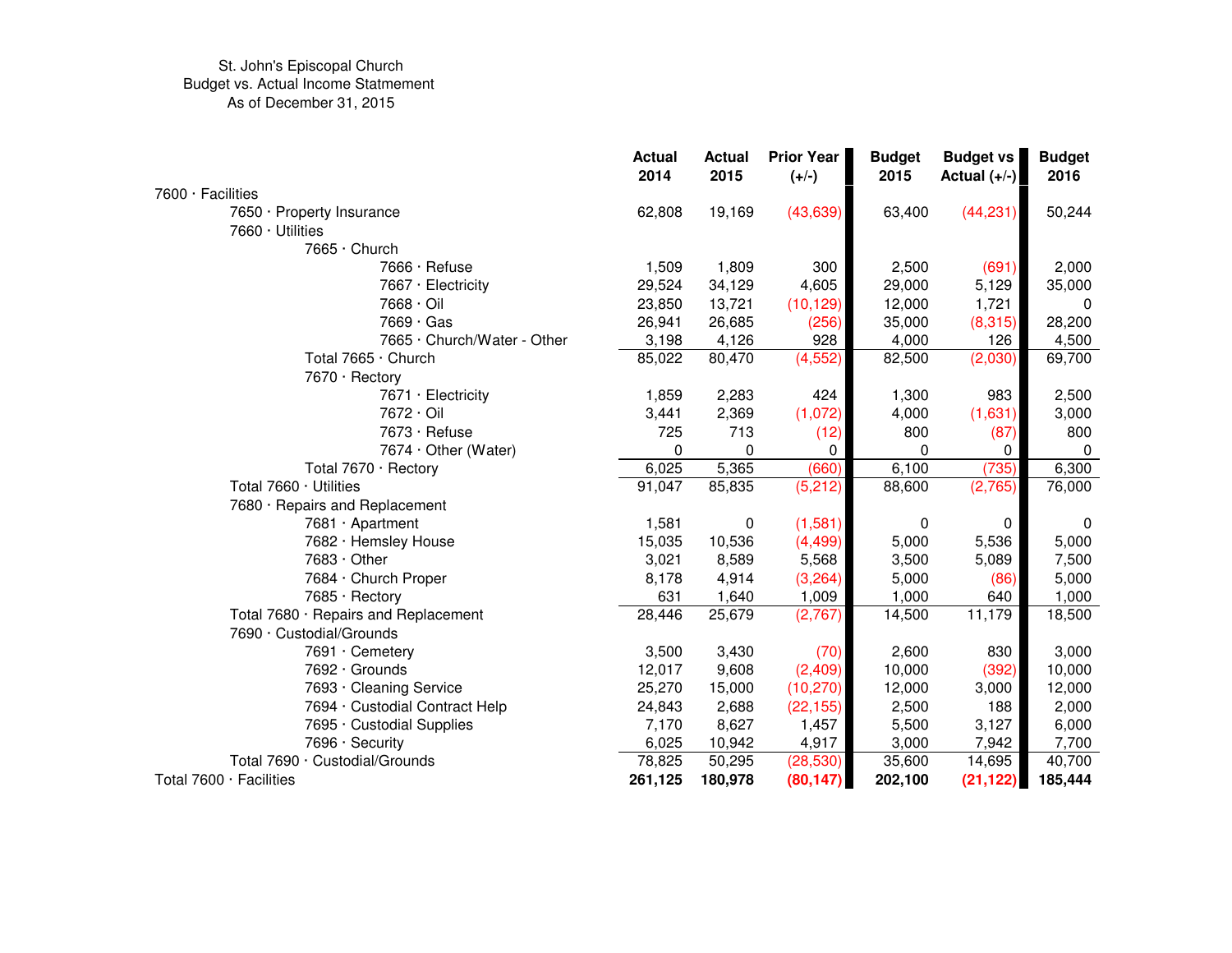St. John's Episcopal Church
Budget vs. Actual Income Statmement
As of December 31, 2015

| | Actual 2014 | Actual 2015 | Prior Year (+/-) | Budget 2015 | Budget vs Actual (+/-) | Budget 2016 |
|---|---|---|---|---|---|---|
| 7600 · Facilities | | | | | | |
| 7650 · Property Insurance | 62,808 | 19,169 | (43,639) | 63,400 | (44,231) | 50,244 |
| 7660 · Utilities | | | | | | |
| 7665 · Church | | | | | | |
| 7666 · Refuse | 1,509 | 1,809 | 300 | 2,500 | (691) | 2,000 |
| 7667 · Electricity | 29,524 | 34,129 | 4,605 | 29,000 | 5,129 | 35,000 |
| 7668 · Oil | 23,850 | 13,721 | (10,129) | 12,000 | 1,721 | 0 |
| 7669 · Gas | 26,941 | 26,685 | (256) | 35,000 | (8,315) | 28,200 |
| 7665 · Church/Water - Other | 3,198 | 4,126 | 928 | 4,000 | 126 | 4,500 |
| Total 7665 · Church | 85,022 | 80,470 | (4,552) | 82,500 | (2,030) | 69,700 |
| 7670 · Rectory | | | | | | |
| 7671 · Electricity | 1,859 | 2,283 | 424 | 1,300 | 983 | 2,500 |
| 7672 · Oil | 3,441 | 2,369 | (1,072) | 4,000 | (1,631) | 3,000 |
| 7673 · Refuse | 725 | 713 | (12) | 800 | (87) | 800 |
| 7674 · Other (Water) | 0 | 0 | 0 | 0 | 0 | 0 |
| Total 7670 · Rectory | 6,025 | 5,365 | (660) | 6,100 | (735) | 6,300 |
| Total 7660 · Utilities | 91,047 | 85,835 | (5,212) | 88,600 | (2,765) | 76,000 |
| 7680 · Repairs and Replacement | | | | | | |
| 7681 · Apartment | 1,581 | 0 | (1,581) | 0 | 0 | 0 |
| 7682 · Hemsley House | 15,035 | 10,536 | (4,499) | 5,000 | 5,536 | 5,000 |
| 7683 · Other | 3,021 | 8,589 | 5,568 | 3,500 | 5,089 | 7,500 |
| 7684 · Church Proper | 8,178 | 4,914 | (3,264) | 5,000 | (86) | 5,000 |
| 7685 · Rectory | 631 | 1,640 | 1,009 | 1,000 | 640 | 1,000 |
| Total 7680 · Repairs and Replacement | 28,446 | 25,679 | (2,767) | 14,500 | 11,179 | 18,500 |
| 7690 · Custodial/Grounds | | | | | | |
| 7691 · Cemetery | 3,500 | 3,430 | (70) | 2,600 | 830 | 3,000 |
| 7692 · Grounds | 12,017 | 9,608 | (2,409) | 10,000 | (392) | 10,000 |
| 7693 · Cleaning Service | 25,270 | 15,000 | (10,270) | 12,000 | 3,000 | 12,000 |
| 7694 · Custodial Contract Help | 24,843 | 2,688 | (22,155) | 2,500 | 188 | 2,000 |
| 7695 · Custodial Supplies | 7,170 | 8,627 | 1,457 | 5,500 | 3,127 | 6,000 |
| 7696 · Security | 6,025 | 10,942 | 4,917 | 3,000 | 7,942 | 7,700 |
| Total 7690 · Custodial/Grounds | 78,825 | 50,295 | (28,530) | 35,600 | 14,695 | 40,700 |
| Total 7600 · Facilities | **261,125** | **180,978** | **(80,147)** | **202,100** | **(21,122)** | **185,444** |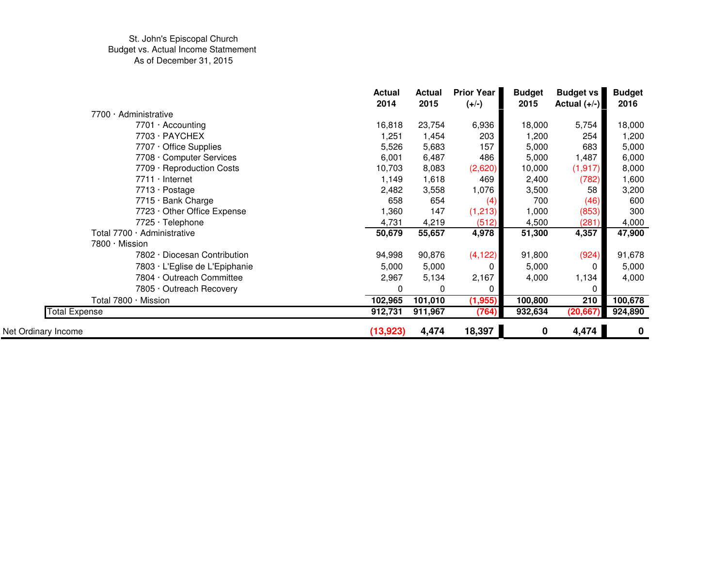St. John's Episcopal Church
Budget vs. Actual Income Statmement
As of December 31, 2015

| | Actual 2014 | Actual 2015 | Prior Year (+/-) | Budget 2015 | Budget vs Actual (+/-) | Budget 2016 |
|---|---|---|---|---|---|---|
| 7700 · Administrative | | | | | | |
| 7701 · Accounting | 16,818 | 23,754 | 6,936 | 18,000 | 5,754 | 18,000 |
| 7703 · PAYCHEX | 1,251 | 1,454 | 203 | 1,200 | 254 | 1,200 |
| 7707 · Office Supplies | 5,526 | 5,683 | 157 | 5,000 | 683 | 5,000 |
| 7708 · Computer Services | 6,001 | 6,487 | 486 | 5,000 | 1,487 | 6,000 |
| 7709 · Reproduction Costs | 10,703 | 8,083 | (2,620) | 10,000 | (1,917) | 8,000 |
| 7711 · Internet | 1,149 | 1,618 | 469 | 2,400 | (782) | 1,600 |
| 7713 · Postage | 2,482 | 3,558 | 1,076 | 3,500 | 58 | 3,200 |
| 7715 · Bank Charge | 658 | 654 | (4) | 700 | (46) | 600 |
| 7723 · Other Office Expense | 1,360 | 147 | (1,213) | 1,000 | (853) | 300 |
| 7725 · Telephone | 4,731 | 4,219 | (512) | 4,500 | (281) | 4,000 |
| Total 7700 · Administrative | **50,679** | **55,657** | **4,978** | **51,300** | **4,357** | **47,900** |
| 7800 · Mission | | | | | | |
| 7802 · Diocesan Contribution | 94,998 | 90,876 | (4,122) | 91,800 | (924) | 91,678 |
| 7803 · L'Eglise de L'Epiphanie | 5,000 | 5,000 | 0 | 5,000 | 0 | 5,000 |
| 7804 · Outreach Committee | 2,967 | 5,134 | 2,167 | 4,000 | 1,134 | 4,000 |
| 7805 · Outreach Recovery | 0 | 0 | 0 | | 0 | |
| Total 7800 · Mission | **102,965** | **101,010** | **(1,955)** | **100,800** | **210** | **100,678** |
| Total Expense | **912,731** | **911,967** | **(764)** | **932,634** | **(20,667)** | **924,890** |
| Net Ordinary Income | **(13,923)** | **4,474** | **18,397** | **0** | **4,474** | **0** |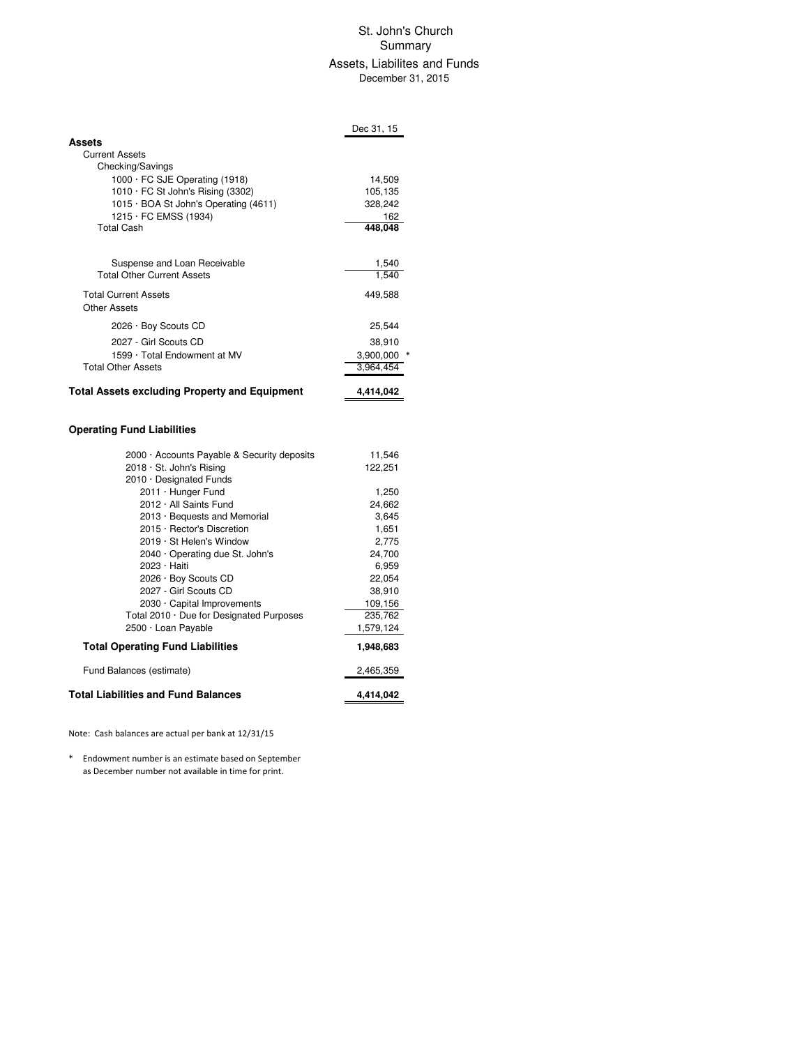# St. John's Church
## Summary
## Assets, Liabilites and Funds
December 31, 2015

| | Dec 31, 15 |
|---|---|
| **Assets** | |
| Current Assets | |
| Checking/Savings | |
| 1000 · FC SJE Operating (1918) | 14,509 |
| 1010 · FC St John's Rising (3302) | 105,135 |
| 1015 · BOA St John's Operating (4611) | 328,242 |
| 1215 · FC EMSS (1934) | 162 |
| Total Cash | **448,048** |
| Suspense and Loan Receivable | 1,540 |
| Total Other Current Assets | 1,540 |
| Total Current Assets | 449,588 |
| Other Assets | |
| 2026 · Boy Scouts CD | 25,544 |
| 2027 - Girl Scouts CD | 38,910 |
| 1599 · Total Endowment at MV | 3,900,000 * |
| Total Other Assets | 3,964,454 |
| **Total Assets excluding Property and Equipment** | **4,414,042** |
| **Operating Fund Liabilities** | |
| 2000 · Accounts Payable & Security deposits | 11,546 |
| 2018 · St. John's Rising | 122,251 |
| 2010 · Designated Funds | |
| 2011 · Hunger Fund | 1,250 |
| 2012 · All Saints Fund | 24,662 |
| 2013 · Bequests and Memorial | 3,645 |
| 2015 · Rector's Discretion | 1,651 |
| 2019 · St Helen's Window | 2,775 |
| 2040 · Operating due St. John's | 24,700 |
| 2023 · Haiti | 6,959 |
| 2026 · Boy Scouts CD | 22,054 |
| 2027 - Girl Scouts CD | 38,910 |
| 2030 · Capital Improvements | 109,156 |
| Total 2010 · Due for Designated Purposes | 235,762 |
| 2500 · Loan Payable | 1,579,124 |
| **Total Operating Fund Liabilities** | **1,948,683** |
| Fund Balances (estimate) | 2,465,359 |
| **Total Liabilities and Fund Balances** | **4,414,042** |

Note: Cash balances are actual per bank at 12/31/15

* Endowment number is an estimate based on September as December number not available in time for print.